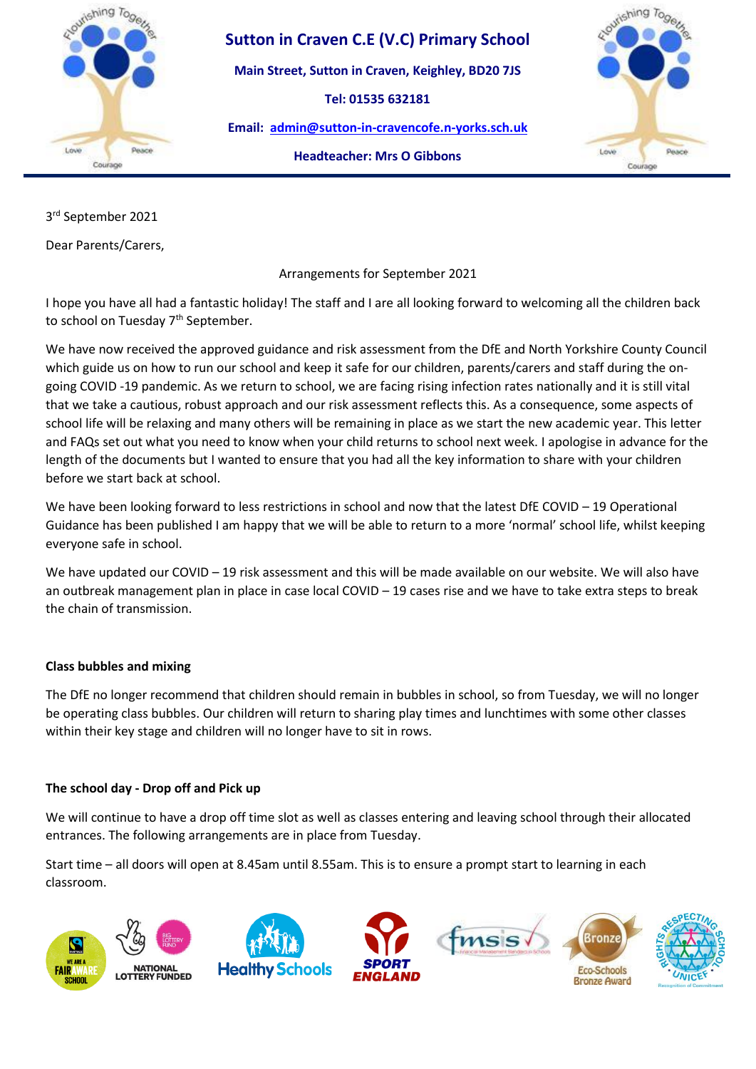# Sutton in Craven C.E (V.C) Primary School

**Main Street, Sutton in Craven, Keighley, BD20 7JS**

**Tel: 01535 632181**

**Email: admin@sutton-in-cravencofe.n-yorks.sch.uk**

**Headteacher: Mrs O Gibbons**

3rd September 2021

Dear Parents/Carers,

Arrangements for September 2021

I hope you have all had a fantastic holiday! The staff and I are all looking forward to welcoming all the children back to school on Tuesday 7th September.

We have now received the approved guidance and risk assessment from the DfE and North Yorkshire County Council which guide us on how to run our school and keep it safe for our children, parents/carers and staff during the on-going COVID -19 pandemic. As we return to school, we are facing rising infection rates nationally and it is still vital that we take a cautious, robust approach and our risk assessment reflects this. As a consequence, some aspects of school life will be relaxing and many others will be remaining in place as we start the new academic year. This letter and FAQs set out what you need to know when your child returns to school next week. I apologise in advance for the length of the documents but I wanted to ensure that you had all the key information to share with your children before we start back at school.

We have been looking forward to less restrictions in school and now that the latest DfE COVID – 19 Operational Guidance has been published I am happy that we will be able to return to a more 'normal' school life, whilst keeping everyone safe in school.

We have updated our COVID – 19 risk assessment and this will be made available on our website. We will also have an outbreak management plan in place in case local COVID – 19 cases rise and we have to take extra steps to break the chain of transmission.

**Class bubbles and mixing**

The DfE no longer recommend that children should remain in bubbles in school, so from Tuesday, we will no longer be operating class bubbles. Our children will return to sharing play times and lunchtimes with some other classes within their key stage and children will no longer have to sit in rows.

**The school day - Drop off and Pick up**

We will continue to have a drop off time slot as well as classes entering and leaving school through their allocated entrances. The following arrangements are in place from Tuesday.

Start time – all doors will open at 8.45am until 8.55am. This is to ensure a prompt start to learning in each classroom.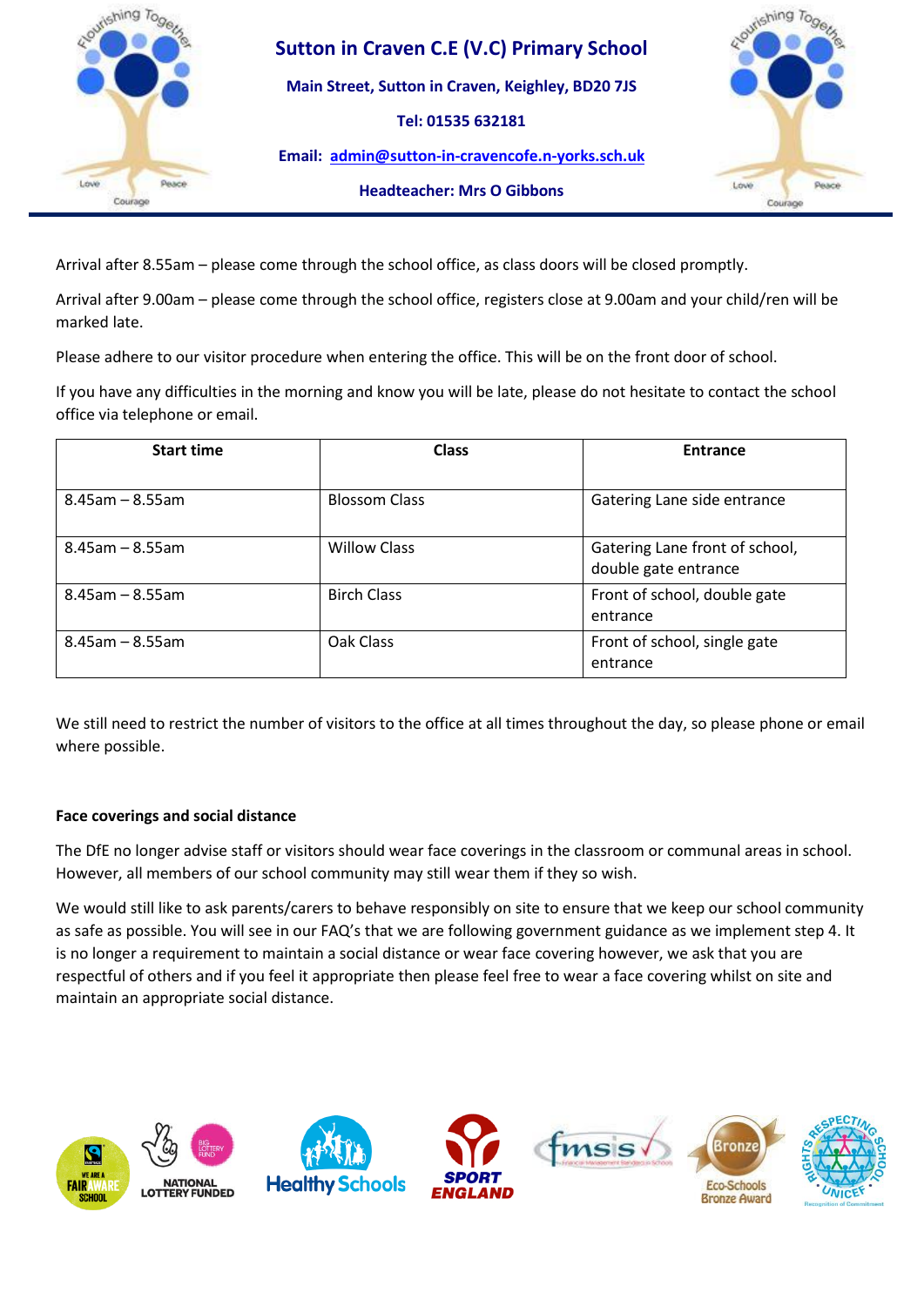Arrival after 8.55am – please come through the school office, as class doors will be closed promptly.

Arrival after 9.00am – please come through the school office, registers close at 9.00am and your child/ren will be marked late.

Please adhere to our visitor procedure when entering the office. This will be on the front door of school.

If you have any difficulties in the morning and know you will be late, please do not hesitate to contact the school office via telephone or email.

| Start time | Class | Entrance |
|---|---|---|
| 8.45am – 8.55am | Blossom Class | Gatering Lane side entrance |
| 8.45am – 8.55am | Willow Class | Gatering Lane front of school, double gate entrance |
| 8.45am – 8.55am | Birch Class | Front of school, double gate entrance |
| 8.45am – 8.55am | Oak Class | Front of school, single gate entrance |

We still need to restrict the number of visitors to the office at all times throughout the day, so please phone or email where possible.

**Face coverings and social distance**

The DfE no longer advise staff or visitors should wear face coverings in the classroom or communal areas in school. However, all members of our school community may still wear them if they so wish.

We would still like to ask parents/carers to behave responsibly on site to ensure that we keep our school community as safe as possible. You will see in our FAQ's that we are following government guidance as we implement step 4. It is no longer a requirement to maintain a social distance or wear face covering however, we ask that you are respectful of others and if you feel it appropriate then please feel free to wear a face covering whilst on site and maintain an appropriate social distance.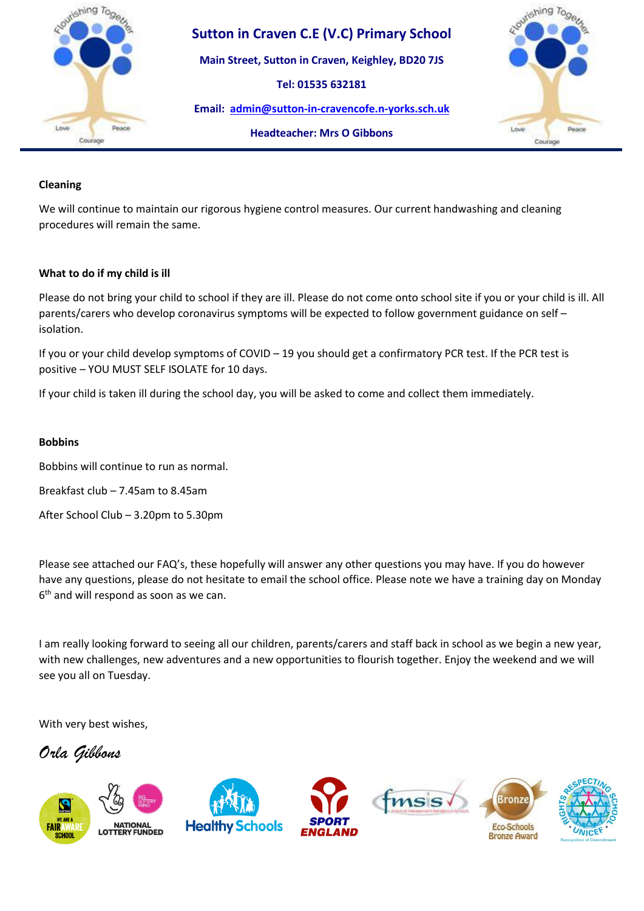**Sutton in Craven C.E (V.C) Primary School**

**Main Street, Sutton in Craven, Keighley, BD20 7JS**

**Tel: 01535 632181**

**Email: admin@sutton-in-cravencofe.n-yorks.sch.uk**

**Headteacher: Mrs O Gibbons**

**Cleaning**

We will continue to maintain our rigorous hygiene control measures. Our current handwashing and cleaning procedures will remain the same.

**What to do if my child is ill**

Please do not bring your child to school if they are ill. Please do not come onto school site if you or your child is ill. All parents/carers who develop coronavirus symptoms will be expected to follow government guidance on self – isolation.

If you or your child develop symptoms of COVID – 19 you should get a confirmatory PCR test. If the PCR test is positive – YOU MUST SELF ISOLATE for 10 days.

If your child is taken ill during the school day, you will be asked to come and collect them immediately.

**Bobbins**

Bobbins will continue to run as normal.

Breakfast club – 7.45am to 8.45am

After School Club – 3.20pm to 5.30pm

Please see attached our FAQ's, these hopefully will answer any other questions you may have. If you do however have any questions, please do not hesitate to email the school office. Please note we have a training day on Monday 6th and will respond as soon as we can.

I am really looking forward to seeing all our children, parents/carers and staff back in school as we begin a new year, with new challenges, new adventures and a new opportunities to flourish together. Enjoy the weekend and we will see you all on Tuesday.

With very best wishes,

*Orla Gibbons*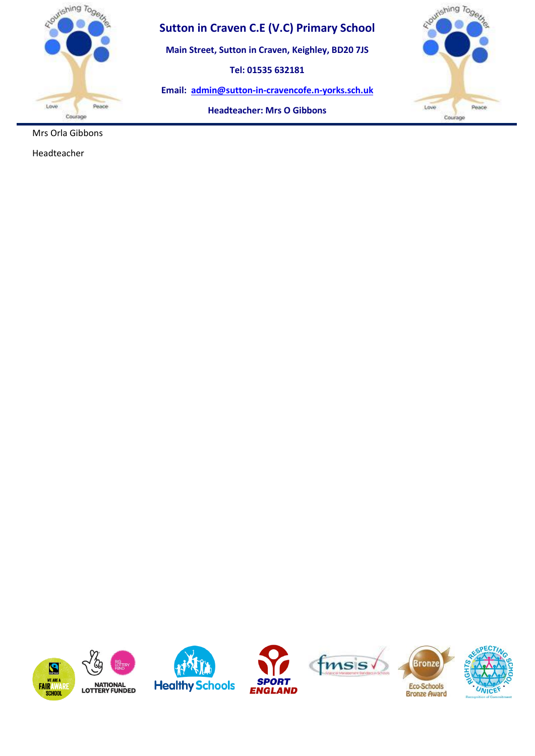**Sutton in Craven C.E (V.C) Primary School**

**Main Street, Sutton in Craven, Keighley, BD20 7JS**

**Tel: 01535 632181**

**Email: admin@sutton-in-cravencofe.n-yorks.sch.uk**

**Headteacher: Mrs O Gibbons**

Mrs Orla Gibbons

Headteacher